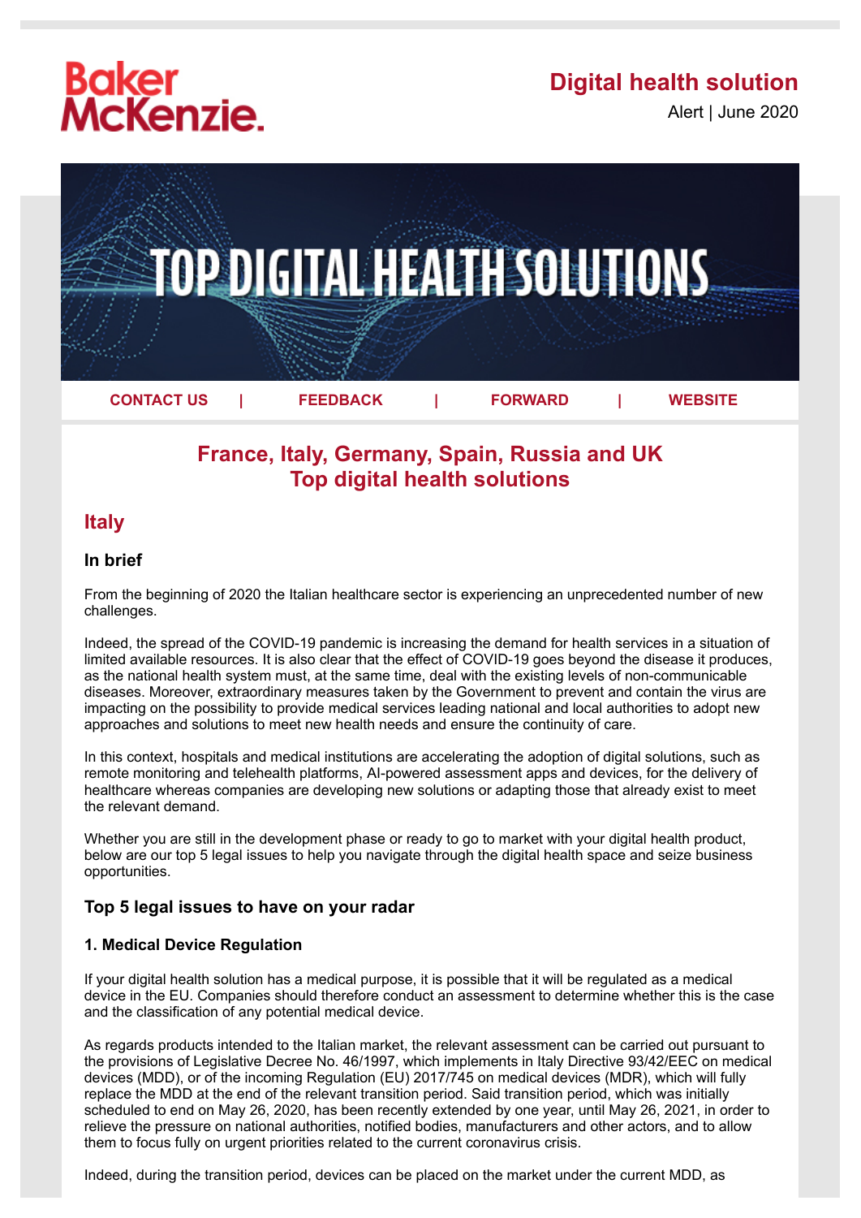Baker McKenzie.

# Digital health solution

Alert | June 2020

TOP DIGITAL HEALTH SOLUTIONS

CONTACT US | FEEDBACK | FORWARD | WEBSITE

## France, Italy, Germany, Spain, Russia and UK
## Top digital health solutions

## Italy

### In brief

From the beginning of 2020 the Italian healthcare sector is experiencing an unprecedented number of new challenges.

Indeed, the spread of the COVID-19 pandemic is increasing the demand for health services in a situation of limited available resources. It is also clear that the effect of COVID-19 goes beyond the disease it produces, as the national health system must, at the same time, deal with the existing levels of non-communicable diseases. Moreover, extraordinary measures taken by the Government to prevent and contain the virus are impacting on the possibility to provide medical services leading national and local authorities to adopt new approaches and solutions to meet new health needs and ensure the continuity of care.

In this context, hospitals and medical institutions are accelerating the adoption of digital solutions, such as remote monitoring and telehealth platforms, AI-powered assessment apps and devices, for the delivery of healthcare whereas companies are developing new solutions or adapting those that already exist to meet the relevant demand.

Whether you are still in the development phase or ready to go to market with your digital health product, below are our top 5 legal issues to help you navigate through the digital health space and seize business opportunities.

### Top 5 legal issues to have on your radar

#### 1. Medical Device Regulation

If your digital health solution has a medical purpose, it is possible that it will be regulated as a medical device in the EU. Companies should therefore conduct an assessment to determine whether this is the case and the classification of any potential medical device.

As regards products intended to the Italian market, the relevant assessment can be carried out pursuant to the provisions of Legislative Decree No. 46/1997, which implements in Italy Directive 93/42/EEC on medical devices (MDD), or of the incoming Regulation (EU) 2017/745 on medical devices (MDR), which will fully replace the MDD at the end of the relevant transition period. Said transition period, which was initially scheduled to end on May 26, 2020, has been recently extended by one year, until May 26, 2021, in order to relieve the pressure on national authorities, notified bodies, manufacturers and other actors, and to allow them to focus fully on urgent priorities related to the current coronavirus crisis.

Indeed, during the transition period, devices can be placed on the market under the current MDD, as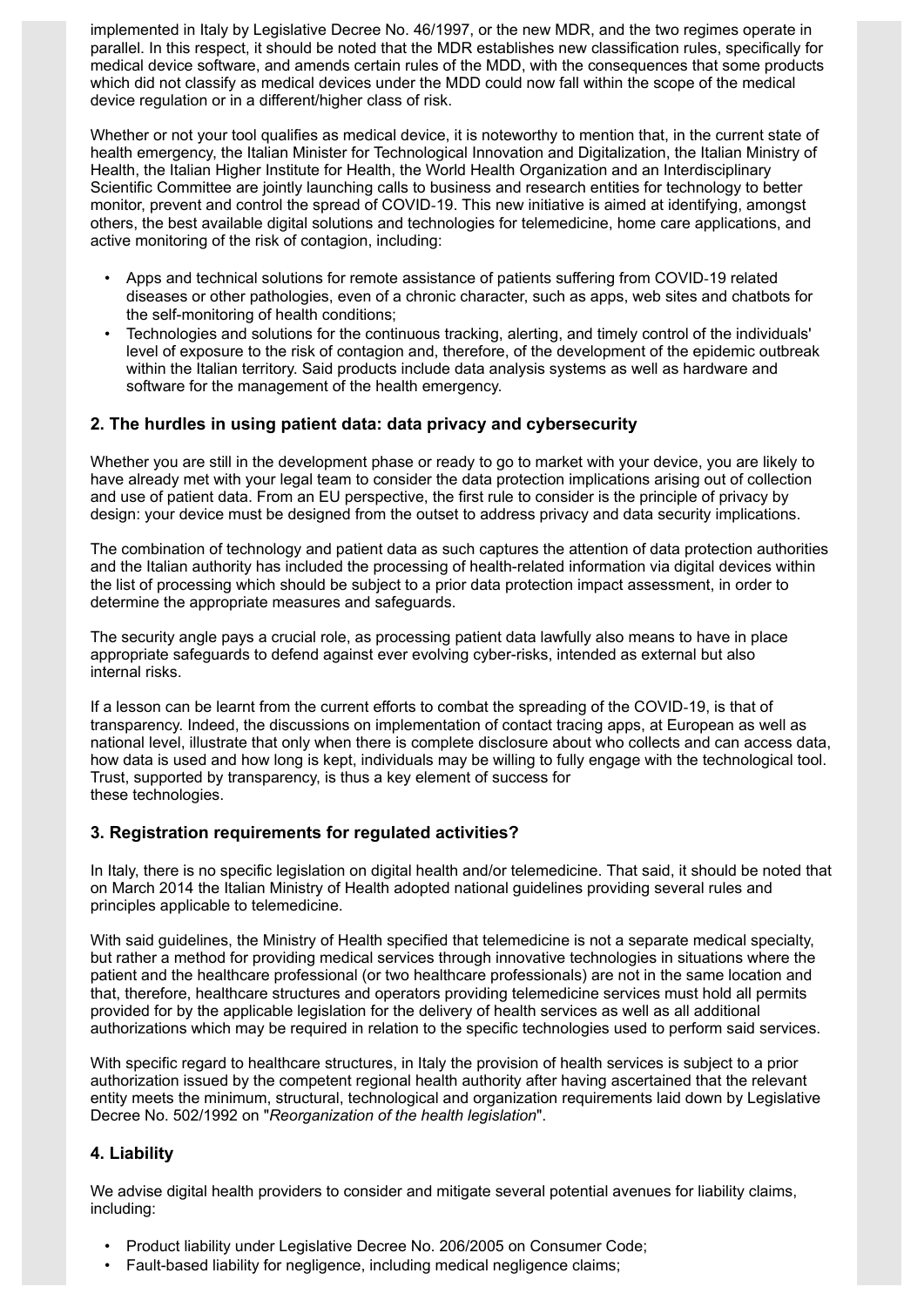implemented in Italy by Legislative Decree No. 46/1997, or the new MDR, and the two regimes operate in parallel. In this respect, it should be noted that the MDR establishes new classification rules, specifically for medical device software, and amends certain rules of the MDD, with the consequences that some products which did not classify as medical devices under the MDD could now fall within the scope of the medical device regulation or in a different/higher class of risk.

Whether or not your tool qualifies as medical device, it is noteworthy to mention that, in the current state of health emergency, the Italian Minister for Technological Innovation and Digitalization, the Italian Ministry of Health, the Italian Higher Institute for Health, the World Health Organization and an Interdisciplinary Scientific Committee are jointly launching calls to business and research entities for technology to better monitor, prevent and control the spread of COVID-19. This new initiative is aimed at identifying, amongst others, the best available digital solutions and technologies for telemedicine, home care applications, and active monitoring of the risk of contagion, including:

- Apps and technical solutions for remote assistance of patients suffering from COVID-19 related diseases or other pathologies, even of a chronic character, such as apps, web sites and chatbots for the self-monitoring of health conditions;
- Technologies and solutions for the continuous tracking, alerting, and timely control of the individuals' level of exposure to the risk of contagion and, therefore, of the development of the epidemic outbreak within the Italian territory. Said products include data analysis systems as well as hardware and software for the management of the health emergency.

## 2. The hurdles in using patient data: data privacy and cybersecurity

Whether you are still in the development phase or ready to go to market with your device, you are likely to have already met with your legal team to consider the data protection implications arising out of collection and use of patient data. From an EU perspective, the first rule to consider is the principle of privacy by design: your device must be designed from the outset to address privacy and data security implications.

The combination of technology and patient data as such captures the attention of data protection authorities and the Italian authority has included the processing of health-related information via digital devices within the list of processing which should be subject to a prior data protection impact assessment, in order to determine the appropriate measures and safeguards.

The security angle pays a crucial role, as processing patient data lawfully also means to have in place appropriate safeguards to defend against ever evolving cyber-risks, intended as external but also internal risks.

If a lesson can be learnt from the current efforts to combat the spreading of the COVID-19, is that of transparency. Indeed, the discussions on implementation of contact tracing apps, at European as well as national level, illustrate that only when there is complete disclosure about who collects and can access data, how data is used and how long is kept, individuals may be willing to fully engage with the technological tool. Trust, supported by transparency, is thus a key element of success for these technologies.

## 3. Registration requirements for regulated activities?

In Italy, there is no specific legislation on digital health and/or telemedicine. That said, it should be noted that on March 2014 the Italian Ministry of Health adopted national guidelines providing several rules and principles applicable to telemedicine.

With said guidelines, the Ministry of Health specified that telemedicine is not a separate medical specialty, but rather a method for providing medical services through innovative technologies in situations where the patient and the healthcare professional (or two healthcare professionals) are not in the same location and that, therefore, healthcare structures and operators providing telemedicine services must hold all permits provided for by the applicable legislation for the delivery of health services as well as all additional authorizations which may be required in relation to the specific technologies used to perform said services.

With specific regard to healthcare structures, in Italy the provision of health services is subject to a prior authorization issued by the competent regional health authority after having ascertained that the relevant entity meets the minimum, structural, technological and organization requirements laid down by Legislative Decree No. 502/1992 on "*Reorganization of the health legislation*".

## 4. Liability

We advise digital health providers to consider and mitigate several potential avenues for liability claims, including:

- Product liability under Legislative Decree No. 206/2005 on Consumer Code;
- Fault-based liability for negligence, including medical negligence claims;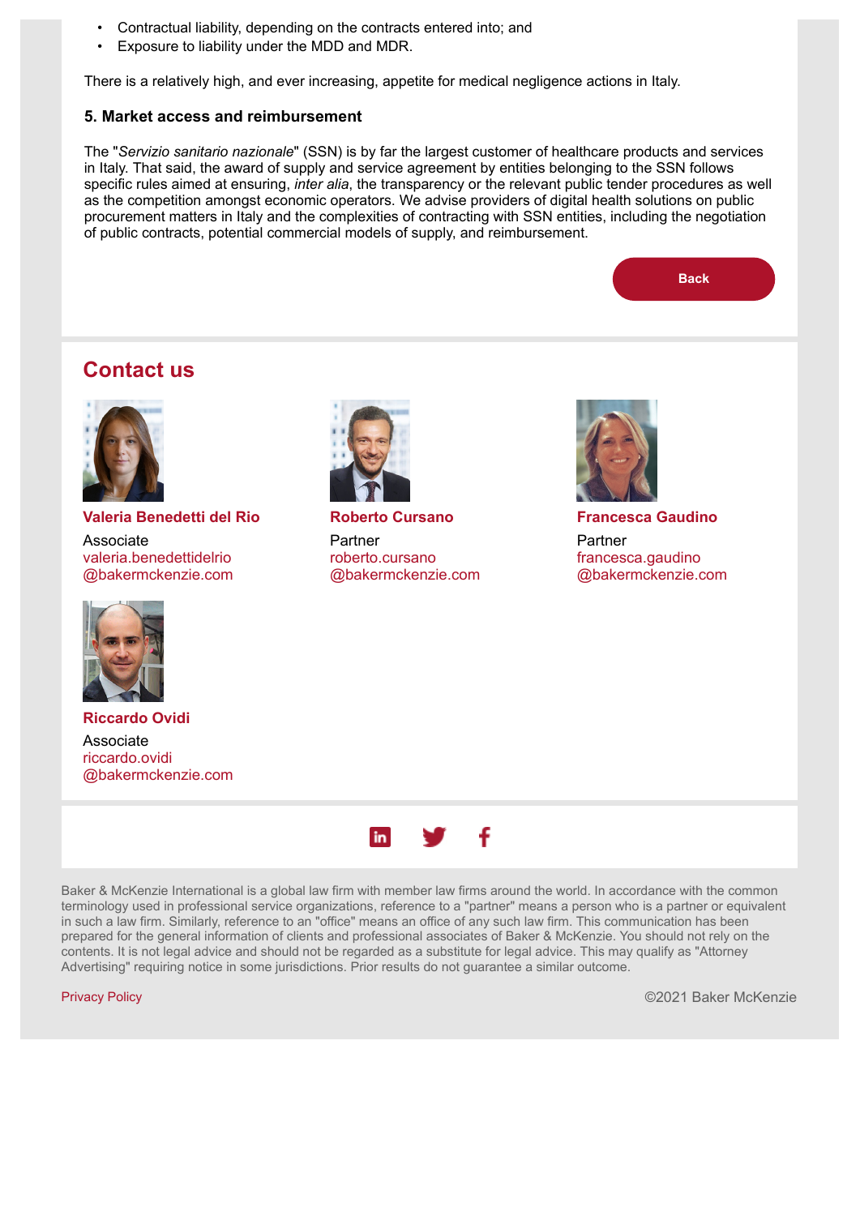- Contractual liability, depending on the contracts entered into; and
- Exposure to liability under the MDD and MDR.

There is a relatively high, and ever increasing, appetite for medical negligence actions in Italy.

**5. Market access and reimbursement**

The "*Servizio sanitario nazionale*" (SSN) is by far the largest customer of healthcare products and services in Italy. That said, the award of supply and service agreement by entities belonging to the SSN follows specific rules aimed at ensuring, *inter alia*, the transparency or the relevant public tender procedures as well as the competition amongst economic operators. We advise providers of digital health solutions on public procurement matters in Italy and the complexities of contracting with SSN entities, including the negotiation of public contracts, potential commercial models of supply, and reimbursement.

Back

## Contact us

**Valeria Benedetti del Rio**
Associate
valeria.benedettidelrio@bakermckenzie.com

**Roberto Cursano**
Partner
roberto.cursano@bakermckenzie.com

**Francesca Gaudino**
Partner
francesca.gaudino@bakermckenzie.com

**Riccardo Ovidi**
Associate
riccardo.ovidi@bakermckenzie.com

Baker & McKenzie International is a global law firm with member law firms around the world. In accordance with the common terminology used in professional service organizations, reference to a "partner" means a person who is a partner or equivalent in such a law firm. Similarly, reference to an "office" means an office of any such law firm. This communication has been prepared for the general information of clients and professional associates of Baker & McKenzie. You should not rely on the contents. It is not legal advice and should not be regarded as a substitute for legal advice. This may qualify as "Attorney Advertising" requiring notice in some jurisdictions. Prior results do not guarantee a similar outcome.

Privacy Policy

©2021 Baker McKenzie